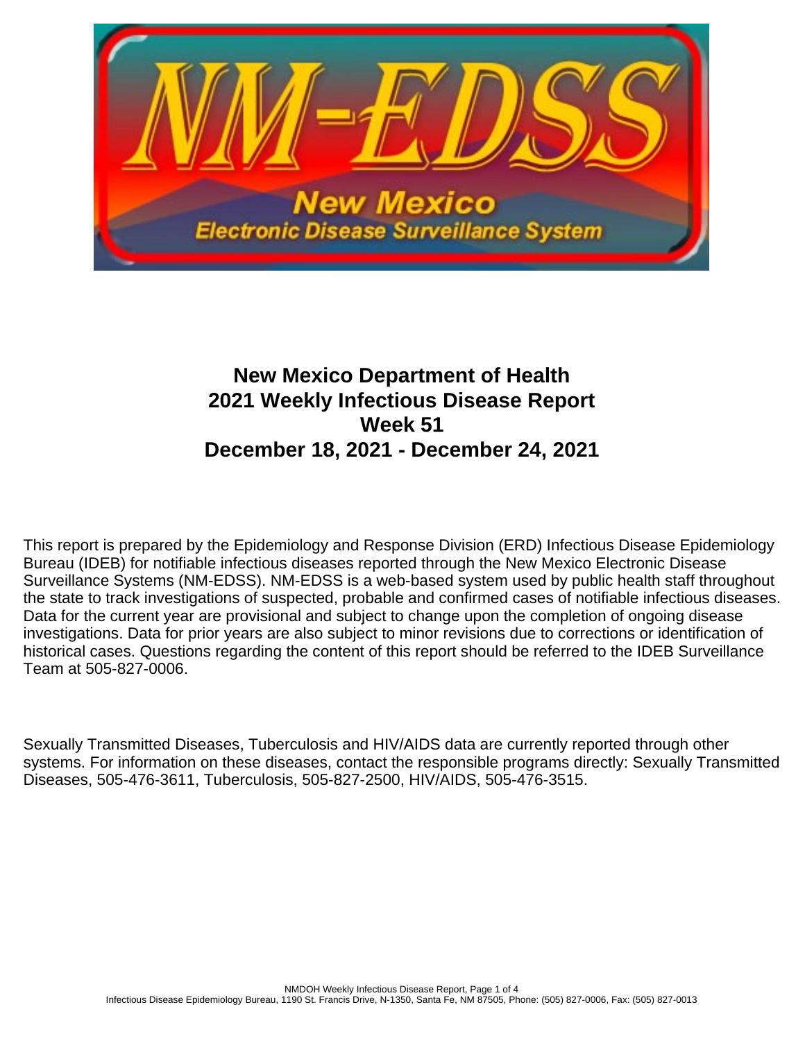# New Mexico Department of Health
# 2021 Weekly Infectious Disease Report
# Week 51
# December 18, 2021 - December 24, 2021

This report is prepared by the Epidemiology and Response Division (ERD) Infectious Disease Epidemiology Bureau (IDEB) for notifiable infectious diseases reported through the New Mexico Electronic Disease Surveillance Systems (NM-EDSS). NM-EDSS is a web-based system used by public health staff throughout the state to track investigations of suspected, probable and confirmed cases of notifiable infectious diseases. Data for the current year are provisional and subject to change upon the completion of ongoing disease investigations. Data for prior years are also subject to minor revisions due to corrections or identification of historical cases. Questions regarding the content of this report should be referred to the IDEB Surveillance Team at 505-827-0006.

Sexually Transmitted Diseases, Tuberculosis and HIV/AIDS data are currently reported through other systems. For information on these diseases, contact the responsible programs directly: Sexually Transmitted Diseases, 505-476-3611, Tuberculosis, 505-827-2500, HIV/AIDS, 505-476-3515.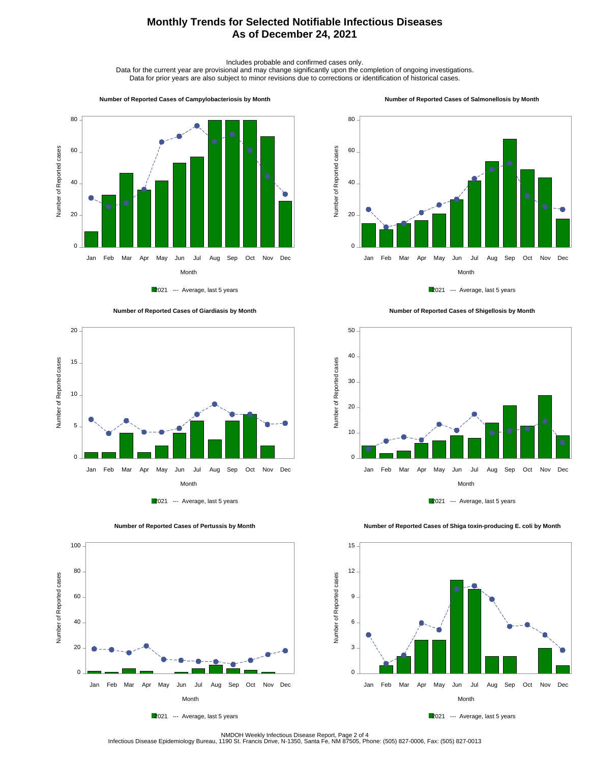# Monthly Trends for Selected Notifiable Infectious Diseases
# As of December 24, 2021

Includes probable and confirmed cases only.
Data for the current year are provisional and may change significantly upon the completion of ongoing investigations.
Data for prior years are also subject to minor revisions due to corrections or identification of historical cases.

**Number of Reported Cases of Campylobacteriosis by Month**

Number of Reported cases (0–80) by Month (Jan–Dec)

2021 --- Average, last 5 years

**Number of Reported Cases of Salmonellosis by Month**

Number of Reported cases (0–80) by Month (Jan–Dec)

2021 --- Average, last 5 years

**Number of Reported Cases of Giardiasis by Month**

Number of Reported cases (0–20) by Month (Jan–Dec)

2021 --- Average, last 5 years

**Number of Reported Cases of Shigellosis by Month**

Number of Reported cases (0–50) by Month (Jan–Dec)

2021 --- Average, last 5 years

**Number of Reported Cases of Pertussis by Month**

Number of Reported cases (0–100) by Month (Jan–Dec)

2021 --- Average, last 5 years

**Number of Reported Cases of Shiga toxin-producing E. coli by Month**

Number of Reported cases (0–15) by Month (Jan–Dec)

2021 --- Average, last 5 years

NMDOH Weekly Infectious Disease Report, Page 2 of 4
Infectious Disease Epidemiology Bureau, 1190 St. Francis Drive, N-1350, Santa Fe, NM 87505, Phone: (505) 827-0006, Fax: (505) 827-0013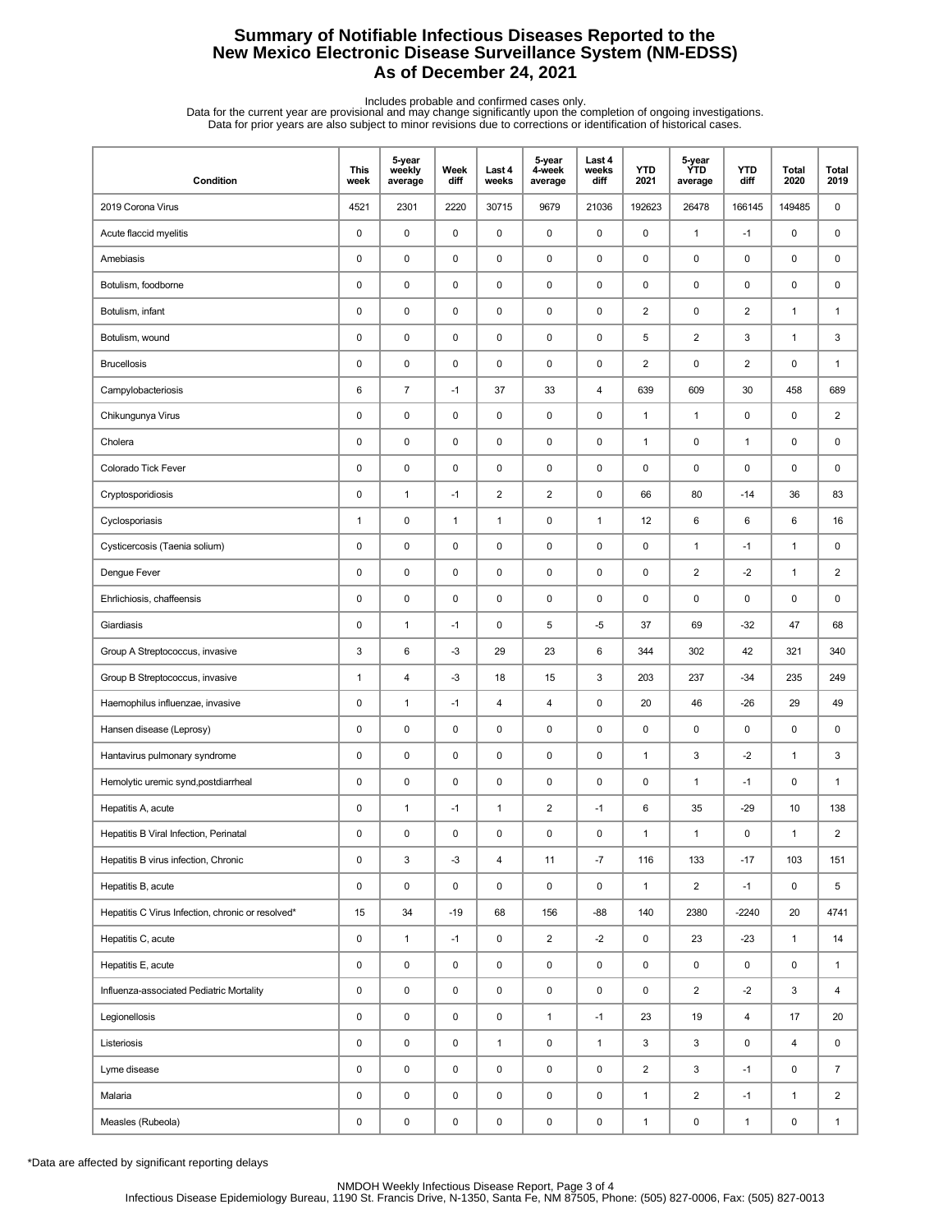# Summary of Notifiable Infectious Diseases Reported to the New Mexico Electronic Disease Surveillance System (NM-EDSS)
# As of December 24, 2021

Includes probable and confirmed cases only.
Data for the current year are provisional and may change significantly upon the completion of ongoing investigations.
Data for prior years are also subject to minor revisions due to corrections or identification of historical cases.

| Condition | This week | 5-year weekly average | Week diff | Last 4 weeks | 5-year 4-week average | Last 4 weeks diff | YTD 2021 | 5-year YTD average | YTD diff | Total 2020 | Total 2019 |
|---|---|---|---|---|---|---|---|---|---|---|---|
| 2019 Corona Virus | 4521 | 2301 | 2220 | 30715 | 9679 | 21036 | 192623 | 26478 | 166145 | 149485 | 0 |
| Acute flaccid myelitis | 0 | 0 | 0 | 0 | 0 | 0 | 0 | 1 | -1 | 0 | 0 |
| Amebiasis | 0 | 0 | 0 | 0 | 0 | 0 | 0 | 0 | 0 | 0 | 0 |
| Botulism, foodborne | 0 | 0 | 0 | 0 | 0 | 0 | 0 | 0 | 0 | 0 | 0 |
| Botulism, infant | 0 | 0 | 0 | 0 | 0 | 0 | 2 | 0 | 2 | 1 | 1 |
| Botulism, wound | 0 | 0 | 0 | 0 | 0 | 0 | 5 | 2 | 3 | 1 | 3 |
| Brucellosis | 0 | 0 | 0 | 0 | 0 | 0 | 2 | 0 | 2 | 0 | 1 |
| Campylobacteriosis | 6 | 7 | -1 | 37 | 33 | 4 | 639 | 609 | 30 | 458 | 689 |
| Chikungunya Virus | 0 | 0 | 0 | 0 | 0 | 0 | 1 | 1 | 0 | 0 | 2 |
| Cholera | 0 | 0 | 0 | 0 | 0 | 0 | 1 | 0 | 1 | 0 | 0 |
| Colorado Tick Fever | 0 | 0 | 0 | 0 | 0 | 0 | 0 | 0 | 0 | 0 | 0 |
| Cryptosporidiosis | 0 | 1 | -1 | 2 | 2 | 0 | 66 | 80 | -14 | 36 | 83 |
| Cyclosporiasis | 1 | 0 | 1 | 1 | 0 | 1 | 12 | 6 | 6 | 6 | 16 |
| Cysticercosis (Taenia solium) | 0 | 0 | 0 | 0 | 0 | 0 | 0 | 1 | -1 | 1 | 0 |
| Dengue Fever | 0 | 0 | 0 | 0 | 0 | 0 | 0 | 2 | -2 | 1 | 2 |
| Ehrlichiosis, chaffeensis | 0 | 0 | 0 | 0 | 0 | 0 | 0 | 0 | 0 | 0 | 0 |
| Giardiasis | 0 | 1 | -1 | 0 | 5 | -5 | 37 | 69 | -32 | 47 | 68 |
| Group A Streptococcus, invasive | 3 | 6 | -3 | 29 | 23 | 6 | 344 | 302 | 42 | 321 | 340 |
| Group B Streptococcus, invasive | 1 | 4 | -3 | 18 | 15 | 3 | 203 | 237 | -34 | 235 | 249 |
| Haemophilus influenzae, invasive | 0 | 1 | -1 | 4 | 4 | 0 | 20 | 46 | -26 | 29 | 49 |
| Hansen disease (Leprosy) | 0 | 0 | 0 | 0 | 0 | 0 | 0 | 0 | 0 | 0 | 0 |
| Hantavirus pulmonary syndrome | 0 | 0 | 0 | 0 | 0 | 0 | 1 | 3 | -2 | 1 | 3 |
| Hemolytic uremic synd,postdiarrheal | 0 | 0 | 0 | 0 | 0 | 0 | 0 | 1 | -1 | 0 | 1 |
| Hepatitis A, acute | 0 | 1 | -1 | 1 | 2 | -1 | 6 | 35 | -29 | 10 | 138 |
| Hepatitis B Viral Infection, Perinatal | 0 | 0 | 0 | 0 | 0 | 0 | 1 | 1 | 0 | 1 | 2 |
| Hepatitis B virus infection, Chronic | 0 | 3 | -3 | 4 | 11 | -7 | 116 | 133 | -17 | 103 | 151 |
| Hepatitis B, acute | 0 | 0 | 0 | 0 | 0 | 0 | 1 | 2 | -1 | 0 | 5 |
| Hepatitis C Virus Infection, chronic or resolved* | 15 | 34 | -19 | 68 | 156 | -88 | 140 | 2380 | -2240 | 20 | 4741 |
| Hepatitis C, acute | 0 | 1 | -1 | 0 | 2 | -2 | 0 | 23 | -23 | 1 | 14 |
| Hepatitis E, acute | 0 | 0 | 0 | 0 | 0 | 0 | 0 | 0 | 0 | 0 | 1 |
| Influenza-associated Pediatric Mortality | 0 | 0 | 0 | 0 | 0 | 0 | 0 | 2 | -2 | 3 | 4 |
| Legionellosis | 0 | 0 | 0 | 0 | 1 | -1 | 23 | 19 | 4 | 17 | 20 |
| Listeriosis | 0 | 0 | 0 | 1 | 0 | 1 | 3 | 3 | 0 | 4 | 0 |
| Lyme disease | 0 | 0 | 0 | 0 | 0 | 0 | 2 | 3 | -1 | 0 | 7 |
| Malaria | 0 | 0 | 0 | 0 | 0 | 0 | 1 | 2 | -1 | 1 | 2 |
| Measles (Rubeola) | 0 | 0 | 0 | 0 | 0 | 0 | 1 | 0 | 1 | 0 | 1 |

*Data are affected by significant reporting delays

NMDOH Weekly Infectious Disease Report, Page 3 of 4
Infectious Disease Epidemiology Bureau, 1190 St. Francis Drive, N-1350, Santa Fe, NM 87505, Phone: (505) 827-0006, Fax: (505) 827-0013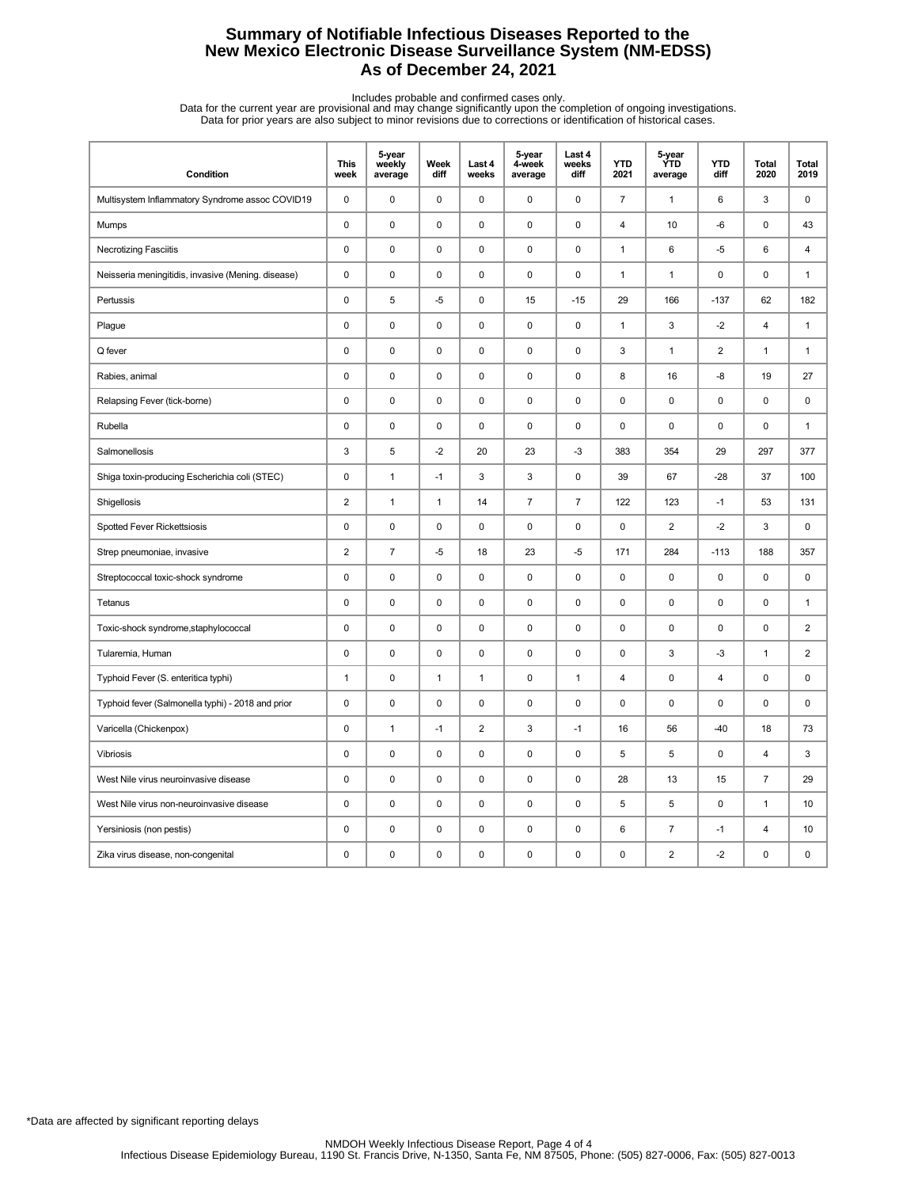# Summary of Notifiable Infectious Diseases Reported to the New Mexico Electronic Disease Surveillance System (NM-EDSS) As of December 24, 2021

Includes probable and confirmed cases only.
Data for the current year are provisional and may change significantly upon the completion of ongoing investigations.
Data for prior years are also subject to minor revisions due to corrections or identification of historical cases.

| Condition | This week | 5-year weekly average | Week diff | Last 4 weeks | 5-year 4-week average | Last 4 weeks diff | YTD 2021 | 5-year YTD average | YTD diff | Total 2020 | Total 2019 |
|---|---|---|---|---|---|---|---|---|---|---|---|
| Multisystem Inflammatory Syndrome assoc COVID19 | 0 | 0 | 0 | 0 | 0 | 0 | 7 | 1 | 6 | 3 | 0 |
| Mumps | 0 | 0 | 0 | 0 | 0 | 0 | 4 | 10 | -6 | 0 | 43 |
| Necrotizing Fasciitis | 0 | 0 | 0 | 0 | 0 | 0 | 1 | 6 | -5 | 6 | 4 |
| Neisseria meningitidis, invasive (Mening. disease) | 0 | 0 | 0 | 0 | 0 | 0 | 1 | 1 | 0 | 0 | 1 |
| Pertussis | 0 | 5 | -5 | 0 | 15 | -15 | 29 | 166 | -137 | 62 | 182 |
| Plague | 0 | 0 | 0 | 0 | 0 | 0 | 1 | 3 | -2 | 4 | 1 |
| Q fever | 0 | 0 | 0 | 0 | 0 | 0 | 3 | 1 | 2 | 1 | 1 |
| Rabies, animal | 0 | 0 | 0 | 0 | 0 | 0 | 8 | 16 | -8 | 19 | 27 |
| Relapsing Fever (tick-borne) | 0 | 0 | 0 | 0 | 0 | 0 | 0 | 0 | 0 | 0 | 0 |
| Rubella | 0 | 0 | 0 | 0 | 0 | 0 | 0 | 0 | 0 | 0 | 1 |
| Salmonellosis | 3 | 5 | -2 | 20 | 23 | -3 | 383 | 354 | 29 | 297 | 377 |
| Shiga toxin-producing Escherichia coli (STEC) | 0 | 1 | -1 | 3 | 3 | 0 | 39 | 67 | -28 | 37 | 100 |
| Shigellosis | 2 | 1 | 1 | 14 | 7 | 7 | 122 | 123 | -1 | 53 | 131 |
| Spotted Fever Rickettsiosis | 0 | 0 | 0 | 0 | 0 | 0 | 0 | 2 | -2 | 3 | 0 |
| Strep pneumoniae, invasive | 2 | 7 | -5 | 18 | 23 | -5 | 171 | 284 | -113 | 188 | 357 |
| Streptococcal toxic-shock syndrome | 0 | 0 | 0 | 0 | 0 | 0 | 0 | 0 | 0 | 0 | 0 |
| Tetanus | 0 | 0 | 0 | 0 | 0 | 0 | 0 | 0 | 0 | 0 | 1 |
| Toxic-shock syndrome,staphylococcal | 0 | 0 | 0 | 0 | 0 | 0 | 0 | 0 | 0 | 0 | 2 |
| Tularemia, Human | 0 | 0 | 0 | 0 | 0 | 0 | 0 | 3 | -3 | 1 | 2 |
| Typhoid Fever (S. enteritica typhi) | 1 | 0 | 1 | 1 | 0 | 1 | 4 | 0 | 4 | 0 | 0 |
| Typhoid fever (Salmonella typhi) - 2018 and prior | 0 | 0 | 0 | 0 | 0 | 0 | 0 | 0 | 0 | 0 | 0 |
| Varicella (Chickenpox) | 0 | 1 | -1 | 2 | 3 | -1 | 16 | 56 | -40 | 18 | 73 |
| Vibriosis | 0 | 0 | 0 | 0 | 0 | 0 | 5 | 5 | 0 | 4 | 3 |
| West Nile virus neuroinvasive disease | 0 | 0 | 0 | 0 | 0 | 0 | 28 | 13 | 15 | 7 | 29 |
| West Nile virus non-neuroinvasive disease | 0 | 0 | 0 | 0 | 0 | 0 | 5 | 5 | 0 | 1 | 10 |
| Yersiniosis (non pestis) | 0 | 0 | 0 | 0 | 0 | 0 | 6 | 7 | -1 | 4 | 10 |
| Zika virus disease, non-congenital | 0 | 0 | 0 | 0 | 0 | 0 | 0 | 2 | -2 | 0 | 0 |

*Data are affected by significant reporting delays

NMDOH Weekly Infectious Disease Report, Page 4 of 4
Infectious Disease Epidemiology Bureau, 1190 St. Francis Drive, N-1350, Santa Fe, NM 87505, Phone: (505) 827-0006, Fax: (505) 827-0013